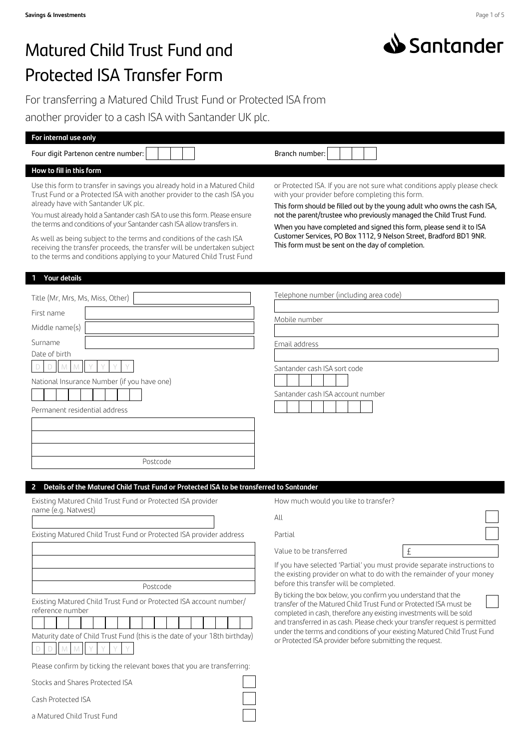# Matured Child Trust Fund and Protected ISA Transfer Form

For transferring a Matured Child Trust Fund or Protected ISA from another provider to a cash ISA with Santander UK plc.

**For internal use only**

Four digit Partenon centre number: ☐☐☐☐

Branch number: ☐☐☐☐

**How to fill in this form**

Use this form to transfer in savings you already hold in a Matured Child Trust Fund or a Protected ISA with another provider to the cash ISA you already have with Santander UK plc.

You must already hold a Santander cash ISA to use this form. Please ensure the terms and conditions of your Santander cash ISA allow transfers in.

As well as being subject to the terms and conditions of the cash ISA receiving the transfer proceeds, the transfer will be undertaken subject to the terms and conditions applying to your Matured Child Trust Fund or Protected ISA. If you are not sure what conditions apply please check with your provider before completing this form.

**This form should be filled out by the young adult who owns the cash ISA, not the parent/trustee who previously managed the Child Trust Fund.**

**When you have completed and signed this form, please send it to ISA Customer Services, PO Box 1112, 9 Nelson Street, Bradford BD1 9NR. This form must be sent on the day of completion.**

## 1 Your details

Title (Mr, Mrs, Ms, Miss, Other)

First name

Middle name(s)

Surname

Date of birth

D D M M Y Y Y Y

National Insurance Number (if you have one)

Permanent residential address

Postcode

Telephone number (including area code)

Mobile number

Email address

Santander cash ISA sort code

Santander cash ISA account number

## 2 Details of the Matured Child Trust Fund or Protected ISA to be transferred to Santander

Existing Matured Child Trust Fund or Protected ISA provider name (e.g. Natwest)

Existing Matured Child Trust Fund or Protected ISA provider address

Postcode

Existing Matured Child Trust Fund or Protected ISA account number/ reference number

Maturity date of Child Trust Fund (this is the date of your 18th birthday)

D D M M Y Y Y Y

Please confirm by ticking the relevant boxes that you are transferring:

- Stocks and Shares Protected ISA ☐
- Cash Protected ISA ☐
- a Matured Child Trust Fund ☐

How much would you like to transfer?

- All ☐
- Partial ☐

Value to be transferred £

If you have selected 'Partial' you must provide separate instructions to the existing provider on what to do with the remainder of your money before this transfer will be completed.

By ticking the box below, you confirm you understand that the transfer of the Matured Child Trust Fund or Protected ISA must be completed in cash, therefore any existing investments will be sold and transferred in as cash. Please check your transfer request is permitted under the terms and conditions of your existing Matured Child Trust Fund or Protected ISA provider before submitting the request. ☐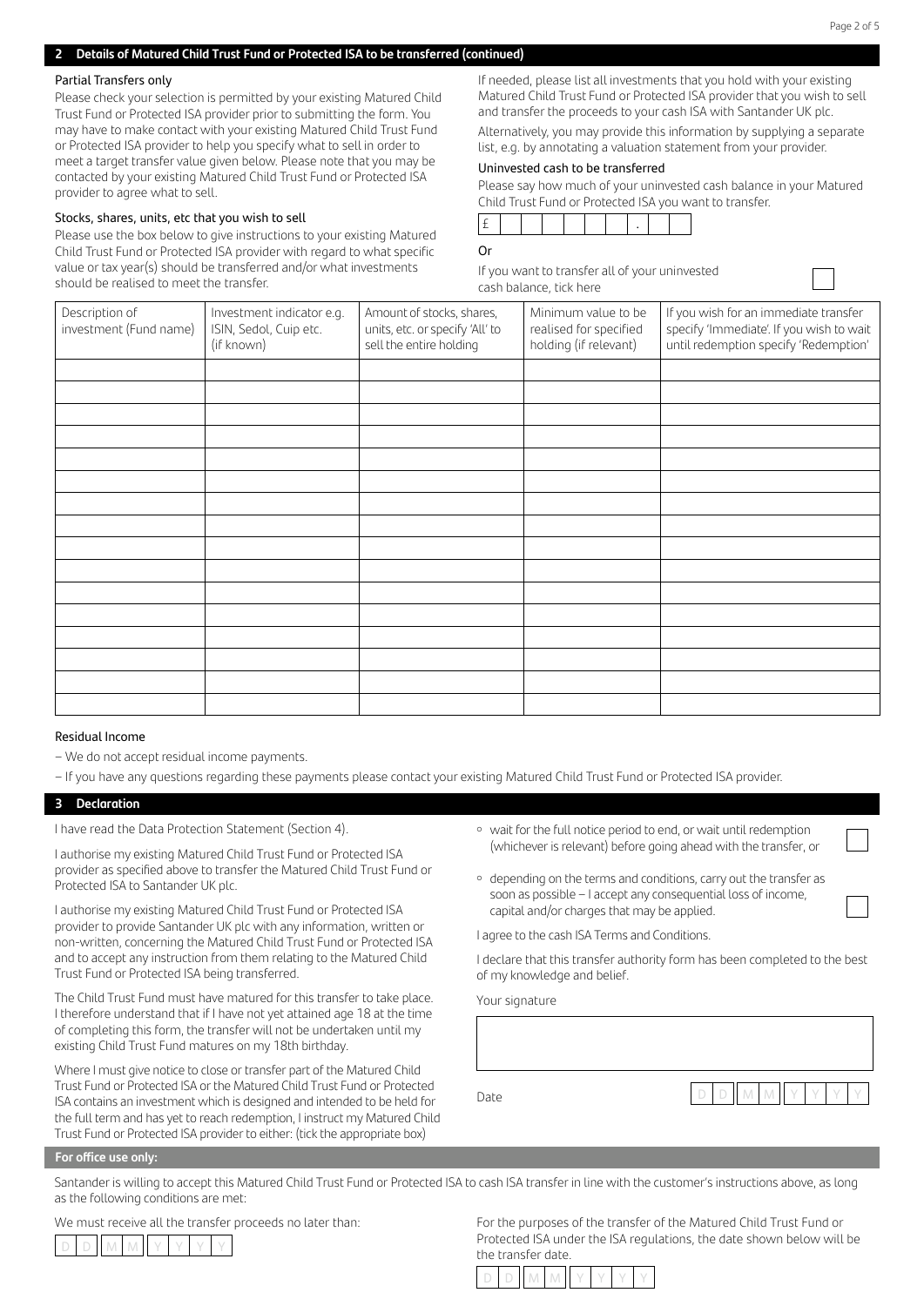## 2 Details of Matured Child Trust Fund or Protected ISA to be transferred (continued)

### Partial Transfers only

Please check your selection is permitted by your existing Matured Child Trust Fund or Protected ISA provider prior to submitting the form. You may have to make contact with your existing Matured Child Trust Fund or Protected ISA provider to help you specify what to sell in order to meet a target transfer value given below. Please note that you may be contacted by your existing Matured Child Trust Fund or Protected ISA provider to agree what to sell.

### Stocks, shares, units, etc that you wish to sell

Please use the box below to give instructions to your existing Matured Child Trust Fund or Protected ISA provider with regard to what specific value or tax year(s) should be transferred and/or what investments should be realised to meet the transfer.

If needed, please list all investments that you hold with your existing Matured Child Trust Fund or Protected ISA provider that you wish to sell and transfer the proceeds to your cash ISA with Santander UK plc.

Alternatively, you may provide this information by supplying a separate list, e.g. by annotating a valuation statement from your provider.

### Uninvested cash to be transferred

Please say how much of your uninvested cash balance in your Matured Child Trust Fund or Protected ISA you want to transfer.

£ ☐☐☐☐☐☐ . ☐☐

Or

If you want to transfer all of your uninvested cash balance, tick here ☐

| Description of investment (Fund name) | Investment indicator e.g. ISIN, Sedol, Cuip etc. (if known) | Amount of stocks, shares, units, etc. or specify 'All' to sell the entire holding | Minimum value to be realised for specified holding (if relevant) | If you wish for an immediate transfer specify 'Immediate'. If you wish to wait until redemption specify 'Redemption' |
|---|---|---|---|---|
| | | | | |
| | | | | |
| | | | | |
| | | | | |
| | | | | |
| | | | | |
| | | | | |
| | | | | |
| | | | | |
| | | | | |
| | | | | |
| | | | | |
| | | | | |
| | | | | |
| | | | | |
| | | | | |

### Residual Income

- We do not accept residual income payments.
- If you have any questions regarding these payments please contact your existing Matured Child Trust Fund or Protected ISA provider.

## 3 Declaration

I have read the Data Protection Statement (Section 4).

I authorise my existing Matured Child Trust Fund or Protected ISA provider as specified above to transfer the Matured Child Trust Fund or Protected ISA to Santander UK plc.

I authorise my existing Matured Child Trust Fund or Protected ISA provider to provide Santander UK plc with any information, written or non-written, concerning the Matured Child Trust Fund or Protected ISA and to accept any instruction from them relating to the Matured Child Trust Fund or Protected ISA being transferred.

The Child Trust Fund must have matured for this transfer to take place. I therefore understand that if I have not yet attained age 18 at the time of completing this form, the transfer will not be undertaken until my existing Child Trust Fund matures on my 18th birthday.

Where I must give notice to close or transfer part of the Matured Child Trust Fund or Protected ISA or the Matured Child Trust Fund or Protected ISA contains an investment which is designed and intended to be held for the full term and has yet to reach redemption, I instruct my Matured Child Trust Fund or Protected ISA provider to either: (tick the appropriate box)

- wait for the full notice period to end, or wait until redemption (whichever is relevant) before going ahead with the transfer, or ☐
- depending on the terms and conditions, carry out the transfer as soon as possible – I accept any consequential loss of income, capital and/or charges that may be applied. ☐

I agree to the cash ISA Terms and Conditions.

I declare that this transfer authority form has been completed to the best of my knowledge and belief.

Your signature

Date D D M M Y Y Y Y

### For office use only:

Santander is willing to accept this Matured Child Trust Fund or Protected ISA to cash ISA transfer in line with the customer's instructions above, as long as the following conditions are met:

We must receive all the transfer proceeds no later than: D D M M Y Y Y Y

For the purposes of the transfer of the Matured Child Trust Fund or Protected ISA under the ISA regulations, the date shown below will be the transfer date.

D D M M Y Y Y Y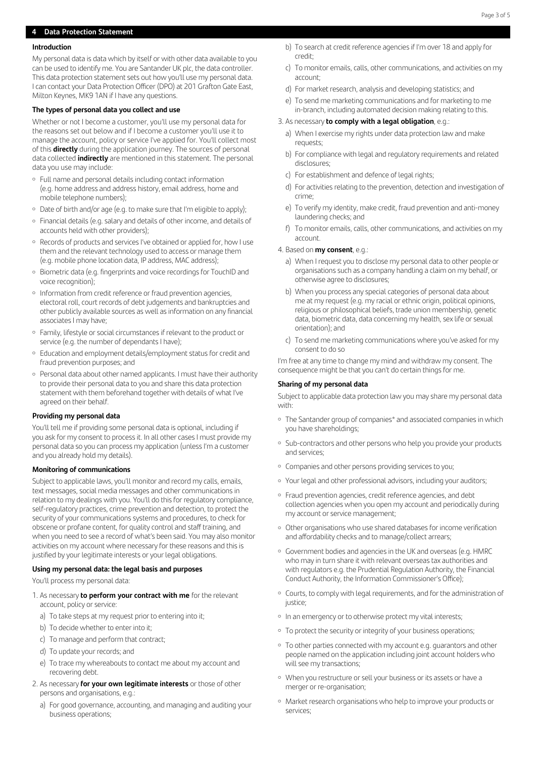## 4 Data Protection Statement

### Introduction

My personal data is data which by itself or with other data available to you can be used to identify me. You are Santander UK plc, the data controller. This data protection statement sets out how you'll use my personal data. I can contact your Data Protection Officer (DPO) at 201 Grafton Gate East, Milton Keynes, MK9 1AN if I have any questions.

### The types of personal data you collect and use

Whether or not I become a customer, you'll use my personal data for the reasons set out below and if I become a customer you'll use it to manage the account, policy or service I've applied for. You'll collect most of this **directly** during the application journey. The sources of personal data collected **indirectly** are mentioned in this statement. The personal data you use may include:

- Full name and personal details including contact information (e.g. home address and address history, email address, home and mobile telephone numbers);
- Date of birth and/or age (e.g. to make sure that I'm eligible to apply);
- Financial details (e.g. salary and details of other income, and details of accounts held with other providers);
- Records of products and services I've obtained or applied for, how I use them and the relevant technology used to access or manage them (e.g. mobile phone location data, IP address, MAC address);
- Biometric data (e.g. fingerprints and voice recordings for TouchID and voice recognition);
- Information from credit reference or fraud prevention agencies, electoral roll, court records of debt judgements and bankruptcies and other publicly available sources as well as information on any financial associates I may have;
- Family, lifestyle or social circumstances if relevant to the product or service (e.g. the number of dependants I have);
- Education and employment details/employment status for credit and fraud prevention purposes; and
- Personal data about other named applicants. I must have their authority to provide their personal data to you and share this data protection statement with them beforehand together with details of what I've agreed on their behalf.

### Providing my personal data

You'll tell me if providing some personal data is optional, including if you ask for my consent to process it. In all other cases I must provide my personal data so you can process my application (unless I'm a customer and you already hold my details).

### Monitoring of communications

Subject to applicable laws, you'll monitor and record my calls, emails, text messages, social media messages and other communications in relation to my dealings with you. You'll do this for regulatory compliance, self-regulatory practices, crime prevention and detection, to protect the security of your communications systems and procedures, to check for obscene or profane content, for quality control and staff training, and when you need to see a record of what's been said. You may also monitor activities on my account where necessary for these reasons and this is justified by your legitimate interests or your legal obligations.

### Using my personal data: the legal basis and purposes

You'll process my personal data:

1. As necessary **to perform your contract with me** for the relevant account, policy or service:
   a) To take steps at my request prior to entering into it;
   b) To decide whether to enter into it;
   c) To manage and perform that contract;
   d) To update your records; and
   e) To trace my whereabouts to contact me about my account and recovering debt.
2. As necessary **for your own legitimate interests** or those of other persons and organisations, e.g.:
   a) For good governance, accounting, and managing and auditing your business operations;
   b) To search at credit reference agencies if I'm over 18 and apply for credit;
   c) To monitor emails, calls, other communications, and activities on my account;
   d) For market research, analysis and developing statistics; and
   e) To send me marketing communications and for marketing to me in-branch, including automated decision making relating to this.
3. As necessary **to comply with a legal obligation**, e.g.:
   a) When I exercise my rights under data protection law and make requests;
   b) For compliance with legal and regulatory requirements and related disclosures;
   c) For establishment and defence of legal rights;
   d) For activities relating to the prevention, detection and investigation of crime;
   e) To verify my identity, make credit, fraud prevention and anti-money laundering checks; and
   f) To monitor emails, calls, other communications, and activities on my account.
4. Based on **my consent**, e.g.:
   a) When I request you to disclose my personal data to other people or organisations such as a company handling a claim on my behalf, or otherwise agree to disclosures;
   b) When you process any special categories of personal data about me at my request (e.g. my racial or ethnic origin, political opinions, religious or philosophical beliefs, trade union membership, genetic data, biometric data, data concerning my health, sex life or sexual orientation); and
   c) To send me marketing communications where you've asked for my consent to do so

I'm free at any time to change my mind and withdraw my consent. The consequence might be that you can't do certain things for me.

### Sharing of my personal data

Subject to applicable data protection law you may share my personal data with:

- The Santander group of companies* and associated companies in which you have shareholdings;
- Sub-contractors and other persons who help you provide your products and services;
- Companies and other persons providing services to you;
- Your legal and other professional advisors, including your auditors;
- Fraud prevention agencies, credit reference agencies, and debt collection agencies when you open my account and periodically during my account or service management;
- Other organisations who use shared databases for income verification and affordability checks and to manage/collect arrears;
- Government bodies and agencies in the UK and overseas (e.g. HMRC who may in turn share it with relevant overseas tax authorities and with regulators e.g. the Prudential Regulation Authority, the Financial Conduct Authority, the Information Commissioner's Office);
- Courts, to comply with legal requirements, and for the administration of justice;
- In an emergency or to otherwise protect my vital interests;
- To protect the security or integrity of your business operations;
- To other parties connected with my account e.g. guarantors and other people named on the application including joint account holders who will see my transactions;
- When you restructure or sell your business or its assets or have a merger or re-organisation;
- Market research organisations who help to improve your products or services;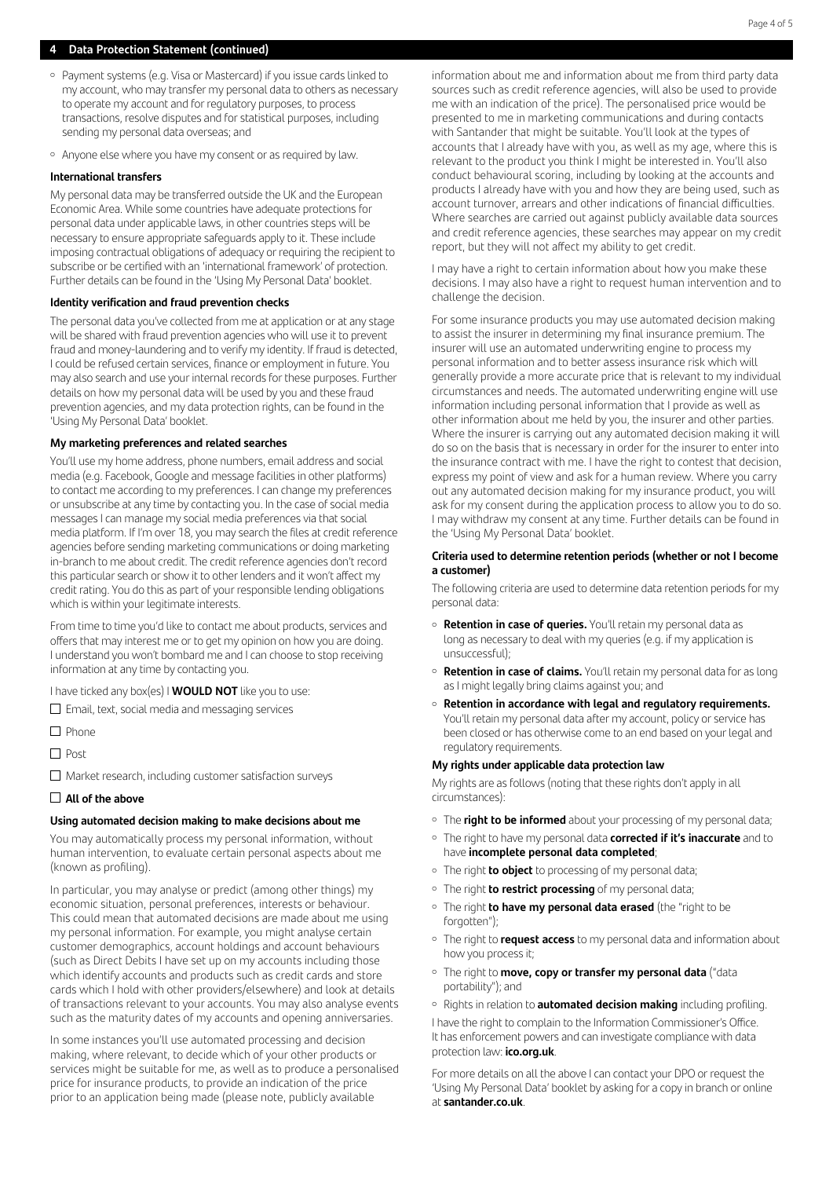## 4 Data Protection Statement (continued)

- Payment systems (e.g. Visa or Mastercard) if you issue cards linked to my account, who may transfer my personal data to others as necessary to operate my account and for regulatory purposes, to process transactions, resolve disputes and for statistical purposes, including sending my personal data overseas; and
- Anyone else where you have my consent or as required by law.

**International transfers**

My personal data may be transferred outside the UK and the European Economic Area. While some countries have adequate protections for personal data under applicable laws, in other countries steps will be necessary to ensure appropriate safeguards apply to it. These include imposing contractual obligations of adequacy or requiring the recipient to subscribe or be certified with an 'international framework' of protection. Further details can be found in the 'Using My Personal Data' booklet.

**Identity verification and fraud prevention checks**

The personal data you've collected from me at application or at any stage will be shared with fraud prevention agencies who will use it to prevent fraud and money-laundering and to verify my identity. If fraud is detected, I could be refused certain services, finance or employment in future. You may also search and use your internal records for these purposes. Further details on how my personal data will be used by you and these fraud prevention agencies, and my data protection rights, can be found in the 'Using My Personal Data' booklet.

**My marketing preferences and related searches**

You'll use my home address, phone numbers, email address and social media (e.g. Facebook, Google and message facilities in other platforms) to contact me according to my preferences. I can change my preferences or unsubscribe at any time by contacting you. In the case of social media messages I can manage my social media preferences via that social media platform. If I'm over 18, you may search the files at credit reference agencies before sending marketing communications or doing marketing in-branch to me about credit. The credit reference agencies don't record this particular search or show it to other lenders and it won't affect my credit rating. You do this as part of your responsible lending obligations which is within your legitimate interests.

From time to time you'd like to contact me about products, services and offers that may interest me or to get my opinion on how you are doing. I understand you won't bombard me and I can choose to stop receiving information at any time by contacting you.

I have ticked any box(es) I **WOULD NOT** like you to use:

- ☐ Email, text, social media and messaging services
- ☐ Phone
- ☐ Post
- ☐ Market research, including customer satisfaction surveys
- ☐ **All of the above**

**Using automated decision making to make decisions about me**

You may automatically process my personal information, without human intervention, to evaluate certain personal aspects about me (known as profiling).

In particular, you may analyse or predict (among other things) my economic situation, personal preferences, interests or behaviour. This could mean that automated decisions are made about me using my personal information. For example, you might analyse certain customer demographics, account holdings and account behaviours (such as Direct Debits I have set up on my accounts including those which identify accounts and products such as credit cards and store cards which I hold with other providers/elsewhere) and look at details of transactions relevant to your accounts. You may also analyse events such as the maturity dates of my accounts and opening anniversaries.

In some instances you'll use automated processing and decision making, where relevant, to decide which of your other products or services might be suitable for me, as well as to produce a personalised price for insurance products, to provide an indication of the price prior to an application being made (please note, publicly available information about me and information about me from third party data sources such as credit reference agencies, will also be used to provide me with an indication of the price). The personalised price would be presented to me in marketing communications and during contacts with Santander that might be suitable. You'll look at the types of accounts that I already have with you, as well as my age, where this is relevant to the product you think I might be interested in. You'll also conduct behavioural scoring, including by looking at the accounts and products I already have with you and how they are being used, such as account turnover, arrears and other indications of financial difficulties. Where searches are carried out against publicly available data sources and credit reference agencies, these searches may appear on my credit report, but they will not affect my ability to get credit.

I may have a right to certain information about how you make these decisions. I may also have a right to request human intervention and to challenge the decision.

For some insurance products you may use automated decision making to assist the insurer in determining my final insurance premium. The insurer will use an automated underwriting engine to process my personal information and to better assess insurance risk which will generally provide a more accurate price that is relevant to my individual circumstances and needs. The automated underwriting engine will use information including personal information that I provide as well as other information about me held by you, the insurer and other parties. Where the insurer is carrying out any automated decision making it will do so on the basis that is necessary in order for the insurer to enter into the insurance contract with me. I have the right to contest that decision, express my point of view and ask for a human review. Where you carry out any automated decision making for my insurance product, you will ask for my consent during the application process to allow you to do so. I may withdraw my consent at any time. Further details can be found in the 'Using My Personal Data' booklet.

**Criteria used to determine retention periods (whether or not I become a customer)**

The following criteria are used to determine data retention periods for my personal data:

- **Retention in case of queries.** You'll retain my personal data as long as necessary to deal with my queries (e.g. if my application is unsuccessful);
- **Retention in case of claims.** You'll retain my personal data for as long as I might legally bring claims against you; and
- **Retention in accordance with legal and regulatory requirements.** You'll retain my personal data after my account, policy or service has been closed or has otherwise come to an end based on your legal and regulatory requirements.

**My rights under applicable data protection law**

My rights are as follows (noting that these rights don't apply in all circumstances):

- The **right to be informed** about your processing of my personal data;
- The right to have my personal data **corrected if it's inaccurate** and to have **incomplete personal data completed**;
- The right **to object** to processing of my personal data;
- The right **to restrict processing** of my personal data;
- The right **to have my personal data erased** (the "right to be forgotten");
- The right to **request access** to my personal data and information about how you process it;
- The right to **move, copy or transfer my personal data** ("data portability"); and
- Rights in relation to **automated decision making** including profiling.

I have the right to complain to the Information Commissioner's Office. It has enforcement powers and can investigate compliance with data protection law: **ico.org.uk**.

For more details on all the above I can contact your DPO or request the 'Using My Personal Data' booklet by asking for a copy in branch or online at **santander.co.uk**.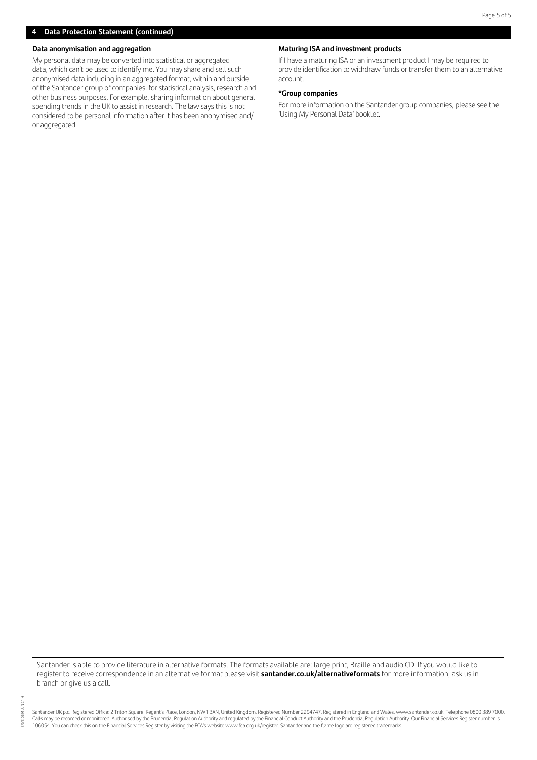## 4 Data Protection Statement (continued)

### Data anonymisation and aggregation

My personal data may be converted into statistical or aggregated data, which can't be used to identify me. You may share and sell such anonymised data including in an aggregated format, within and outside of the Santander group of companies, for statistical analysis, research and other business purposes. For example, sharing information about general spending trends in the UK to assist in research. The law says this is not considered to be personal information after it has been anonymised and/or aggregated.

### Maturing ISA and investment products

If I have a maturing ISA or an investment product I may be required to provide identification to withdraw funds or transfer them to an alternative account.

### *Group companies

For more information on the Santander group companies, please see the 'Using My Personal Data' booklet.

---

Santander is able to provide literature in alternative formats. The formats available are: large print, Braille and audio CD. If you would like to register to receive correspondence in an alternative format please visit **santander.co.uk/alternativeformats** for more information, ask us in branch or give us a call.

---

SAVE 0694 JUN 21 H

Santander UK plc. Registered Office: 2 Triton Square, Regent's Place, London, NW1 3AN, United Kingdom. Registered Number 2294747. Registered in England and Wales. www.santander.co.uk. Telephone 0800 389 7000. Calls may be recorded or monitored. Authorised by the Prudential Regulation Authority and regulated by the Financial Conduct Authority and the Prudential Regulation Authority. Our Financial Services Register number is 106054. You can check this on the Financial Services Register by visiting the FCA's website www.fca.org.uk/register. Santander and the flame logo are registered trademarks.